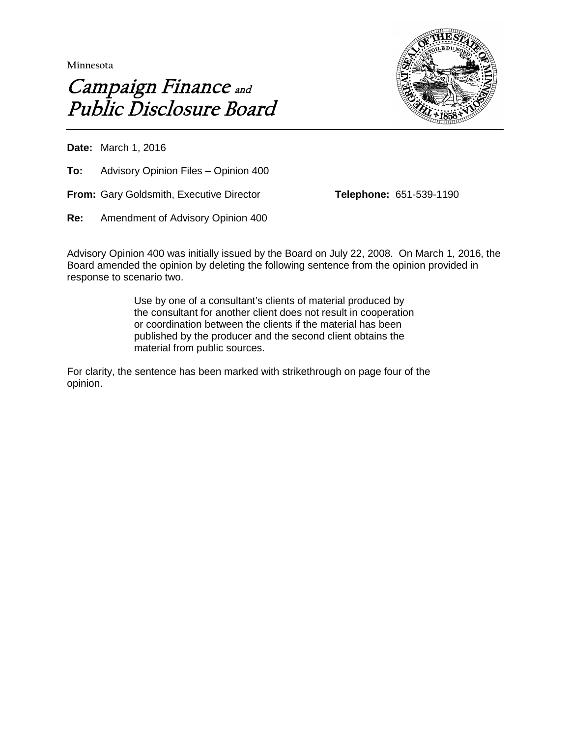Minnesota

# *Campaign Finance and Public Disclosure Board*

**Date:** March 1, 2016

**To:** Advisory Opinion Files – Opinion 400

**From:** Gary Goldsmith, Executive Director **Telephone:** 651-539-1190

**Re:** Amendment of Advisory Opinion 400

Advisory Opinion 400 was initially issued by the Board on July 22, 2008. On March 1, 2016, the Board amended the opinion by deleting the following sentence from the opinion provided in response to scenario two.

> Use by one of a consultant's clients of material produced by the consultant for another client does not result in cooperation or coordination between the clients if the material has been published by the producer and the second client obtains the material from public sources.

For clarity, the sentence has been marked with strikethrough on page four of the opinion.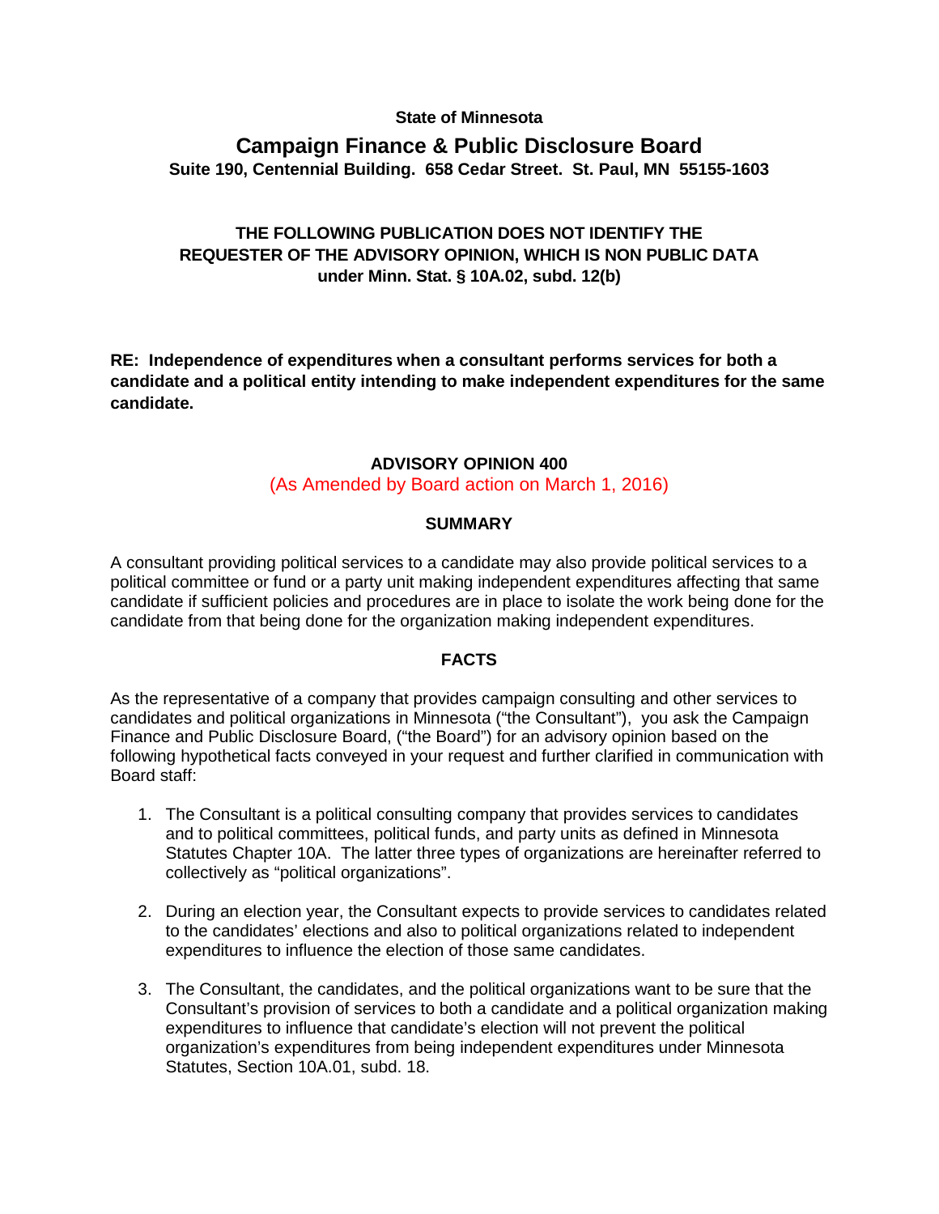**State of Minnesota**

## Campaign Finance & Public Disclosure Board

**Suite 190, Centennial Building. 658 Cedar Street. St. Paul, MN 55155-1603**

**THE FOLLOWING PUBLICATION DOES NOT IDENTIFY THE REQUESTER OF THE ADVISORY OPINION, WHICH IS NON PUBLIC DATA under Minn. Stat. § 10A.02, subd. 12(b)**

**RE: Independence of expenditures when a consultant performs services for both a candidate and a political entity intending to make independent expenditures for the same candidate.**

### ADVISORY OPINION 400

(As Amended by Board action on March 1, 2016)

### SUMMARY

A consultant providing political services to a candidate may also provide political services to a political committee or fund or a party unit making independent expenditures affecting that same candidate if sufficient policies and procedures are in place to isolate the work being done for the candidate from that being done for the organization making independent expenditures.

### FACTS

As the representative of a company that provides campaign consulting and other services to candidates and political organizations in Minnesota ("the Consultant"), you ask the Campaign Finance and Public Disclosure Board, ("the Board") for an advisory opinion based on the following hypothetical facts conveyed in your request and further clarified in communication with Board staff:

1. The Consultant is a political consulting company that provides services to candidates and to political committees, political funds, and party units as defined in Minnesota Statutes Chapter 10A. The latter three types of organizations are hereinafter referred to collectively as "political organizations".

2. During an election year, the Consultant expects to provide services to candidates related to the candidates' elections and also to political organizations related to independent expenditures to influence the election of those same candidates.

3. The Consultant, the candidates, and the political organizations want to be sure that the Consultant's provision of services to both a candidate and a political organization making expenditures to influence that candidate's election will not prevent the political organization's expenditures from being independent expenditures under Minnesota Statutes, Section 10A.01, subd. 18.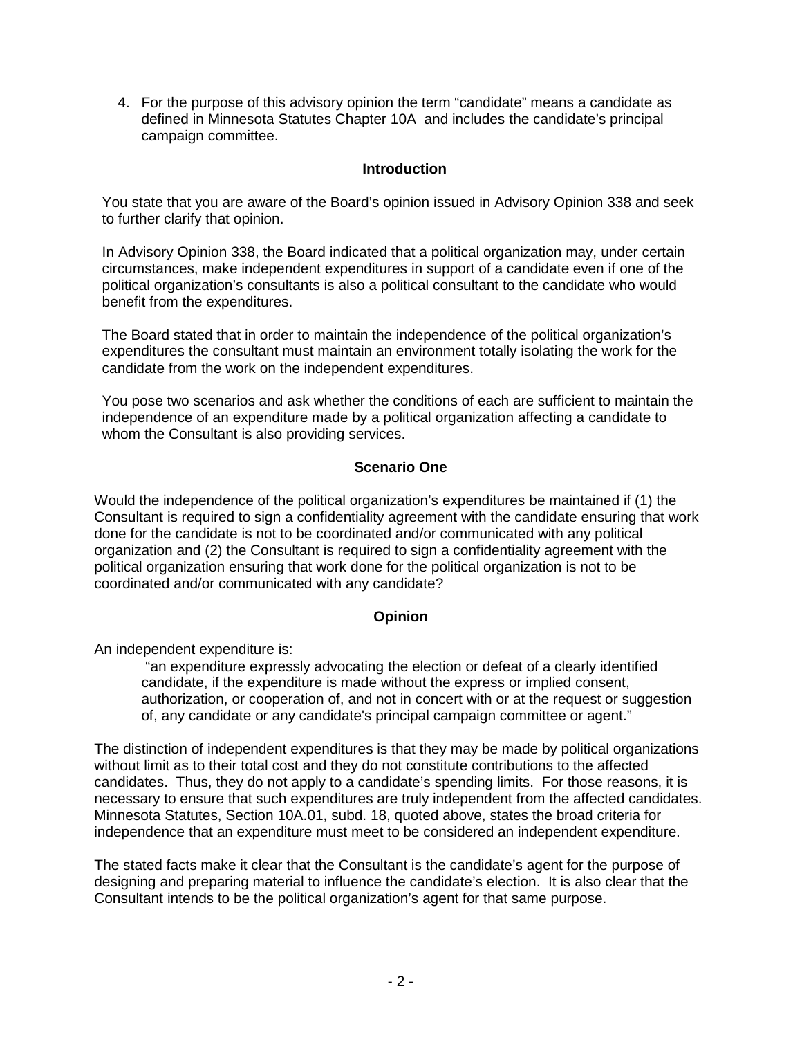4. For the purpose of this advisory opinion the term "candidate" means a candidate as defined in Minnesota Statutes Chapter 10A and includes the candidate's principal campaign committee.

### Introduction

You state that you are aware of the Board's opinion issued in Advisory Opinion 338 and seek to further clarify that opinion.

In Advisory Opinion 338, the Board indicated that a political organization may, under certain circumstances, make independent expenditures in support of a candidate even if one of the political organization's consultants is also a political consultant to the candidate who would benefit from the expenditures.

The Board stated that in order to maintain the independence of the political organization's expenditures the consultant must maintain an environment totally isolating the work for the candidate from the work on the independent expenditures.

You pose two scenarios and ask whether the conditions of each are sufficient to maintain the independence of an expenditure made by a political organization affecting a candidate to whom the Consultant is also providing services.

### Scenario One

Would the independence of the political organization's expenditures be maintained if (1) the Consultant is required to sign a confidentiality agreement with the candidate ensuring that work done for the candidate is not to be coordinated and/or communicated with any political organization and (2) the Consultant is required to sign a confidentiality agreement with the political organization ensuring that work done for the political organization is not to be coordinated and/or communicated with any candidate?

### Opinion

An independent expenditure is:

> "an expenditure expressly advocating the election or defeat of a clearly identified candidate, if the expenditure is made without the express or implied consent, authorization, or cooperation of, and not in concert with or at the request or suggestion of, any candidate or any candidate's principal campaign committee or agent."

The distinction of independent expenditures is that they may be made by political organizations without limit as to their total cost and they do not constitute contributions to the affected candidates. Thus, they do not apply to a candidate's spending limits. For those reasons, it is necessary to ensure that such expenditures are truly independent from the affected candidates. Minnesota Statutes, Section 10A.01, subd. 18, quoted above, states the broad criteria for independence that an expenditure must meet to be considered an independent expenditure.

The stated facts make it clear that the Consultant is the candidate's agent for the purpose of designing and preparing material to influence the candidate's election. It is also clear that the Consultant intends to be the political organization's agent for that same purpose.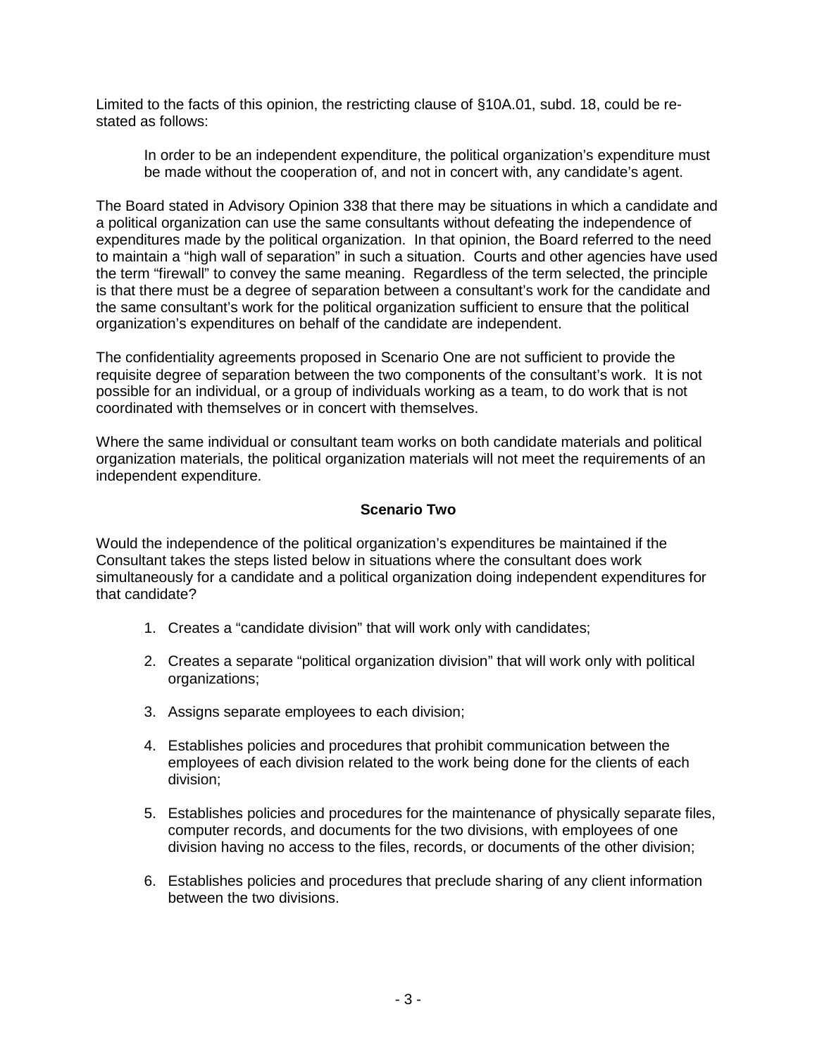Limited to the facts of this opinion, the restricting clause of §10A.01, subd. 18, could be re-stated as follows:

> In order to be an independent expenditure, the political organization's expenditure must be made without the cooperation of, and not in concert with, any candidate's agent.

The Board stated in Advisory Opinion 338 that there may be situations in which a candidate and a political organization can use the same consultants without defeating the independence of expenditures made by the political organization. In that opinion, the Board referred to the need to maintain a "high wall of separation" in such a situation. Courts and other agencies have used the term "firewall" to convey the same meaning. Regardless of the term selected, the principle is that there must be a degree of separation between a consultant's work for the candidate and the same consultant's work for the political organization sufficient to ensure that the political organization's expenditures on behalf of the candidate are independent.

The confidentiality agreements proposed in Scenario One are not sufficient to provide the requisite degree of separation between the two components of the consultant's work. It is not possible for an individual, or a group of individuals working as a team, to do work that is not coordinated with themselves or in concert with themselves.

Where the same individual or consultant team works on both candidate materials and political organization materials, the political organization materials will not meet the requirements of an independent expenditure.

**Scenario Two**

Would the independence of the political organization's expenditures be maintained if the Consultant takes the steps listed below in situations where the consultant does work simultaneously for a candidate and a political organization doing independent expenditures for that candidate?

1. Creates a "candidate division" that will work only with candidates;

2. Creates a separate "political organization division" that will work only with political organizations;

3. Assigns separate employees to each division;

4. Establishes policies and procedures that prohibit communication between the employees of each division related to the work being done for the clients of each division;

5. Establishes policies and procedures for the maintenance of physically separate files, computer records, and documents for the two divisions, with employees of one division having no access to the files, records, or documents of the other division;

6. Establishes policies and procedures that preclude sharing of any client information between the two divisions.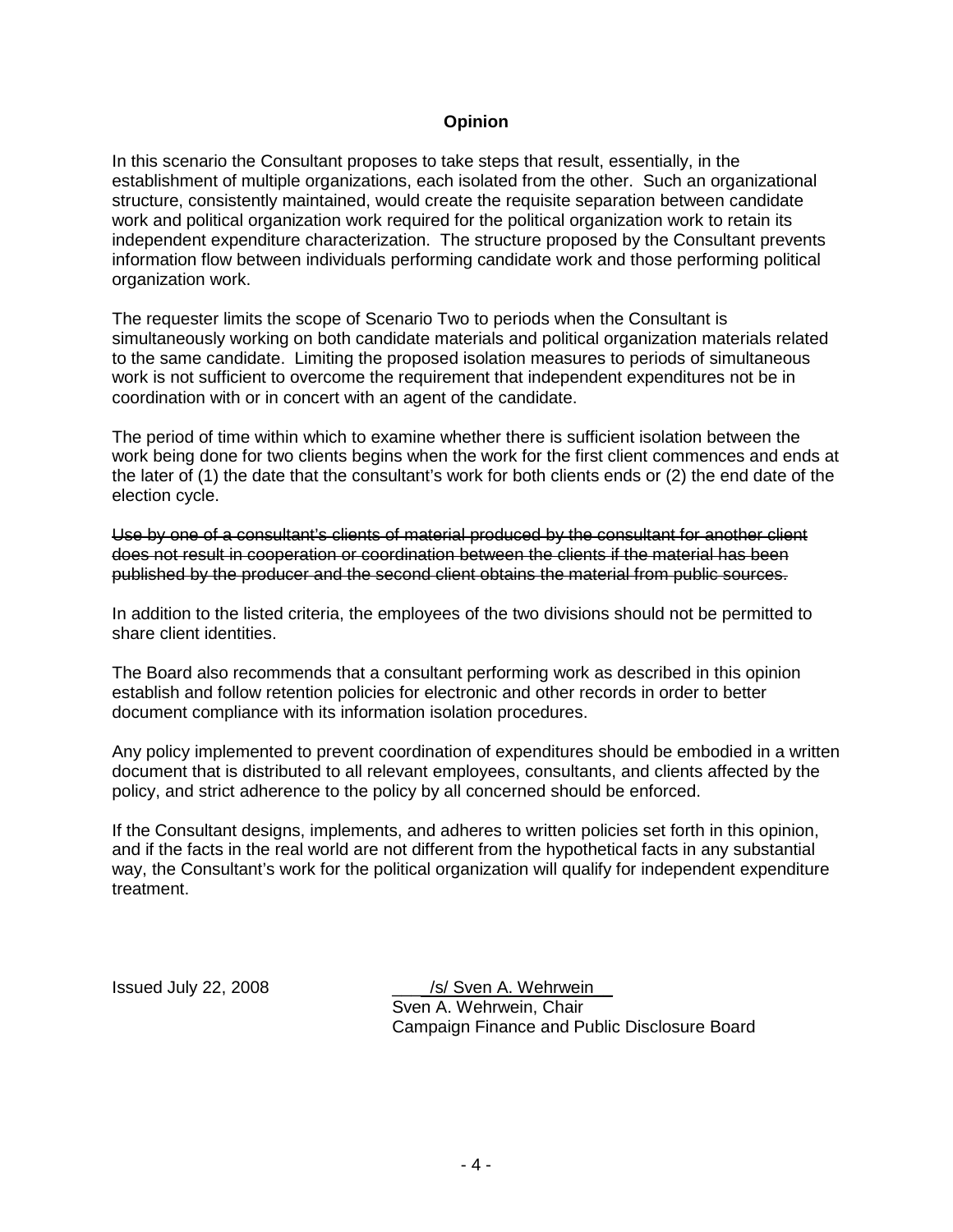**Opinion**

In this scenario the Consultant proposes to take steps that result, essentially, in the establishment of multiple organizations, each isolated from the other. Such an organizational structure, consistently maintained, would create the requisite separation between candidate work and political organization work required for the political organization work to retain its independent expenditure characterization. The structure proposed by the Consultant prevents information flow between individuals performing candidate work and those performing political organization work.

The requester limits the scope of Scenario Two to periods when the Consultant is simultaneously working on both candidate materials and political organization materials related to the same candidate. Limiting the proposed isolation measures to periods of simultaneous work is not sufficient to overcome the requirement that independent expenditures not be in coordination with or in concert with an agent of the candidate.

The period of time within which to examine whether there is sufficient isolation between the work being done for two clients begins when the work for the first client commences and ends at the later of (1) the date that the consultant's work for both clients ends or (2) the end date of the election cycle.

~~Use by one of a consultant's clients of material produced by the consultant for another client does not result in cooperation or coordination between the clients if the material has been published by the producer and the second client obtains the material from public sources.~~

In addition to the listed criteria, the employees of the two divisions should not be permitted to share client identities.

The Board also recommends that a consultant performing work as described in this opinion establish and follow retention policies for electronic and other records in order to better document compliance with its information isolation procedures.

Any policy implemented to prevent coordination of expenditures should be embodied in a written document that is distributed to all relevant employees, consultants, and clients affected by the policy, and strict adherence to the policy by all concerned should be enforced.

If the Consultant designs, implements, and adheres to written policies set forth in this opinion, and if the facts in the real world are not different from the hypothetical facts in any substantial way, the Consultant's work for the political organization will qualify for independent expenditure treatment.

Issued July 22, 2008

/s/ Sven A. Wehrwein
Sven A. Wehrwein, Chair
Campaign Finance and Public Disclosure Board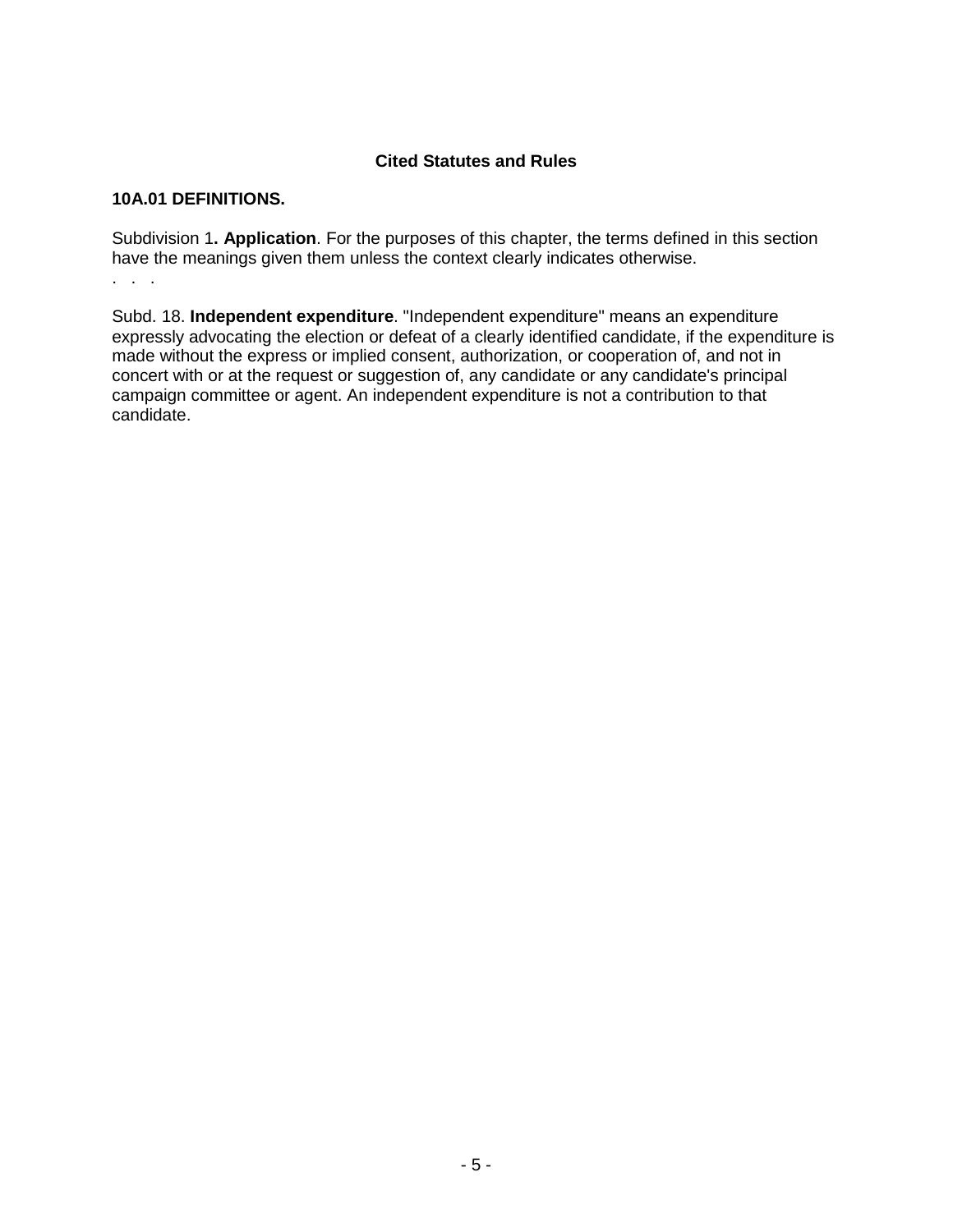## Cited Statutes and Rules

**10A.01 DEFINITIONS.**

Subdivision 1**. Application**. For the purposes of this chapter, the terms defined in this section have the meanings given them unless the context clearly indicates otherwise.

. . .

Subd. 18. **Independent expenditure**. "Independent expenditure" means an expenditure expressly advocating the election or defeat of a clearly identified candidate, if the expenditure is made without the express or implied consent, authorization, or cooperation of, and not in concert with or at the request or suggestion of, any candidate or any candidate's principal campaign committee or agent. An independent expenditure is not a contribution to that candidate.